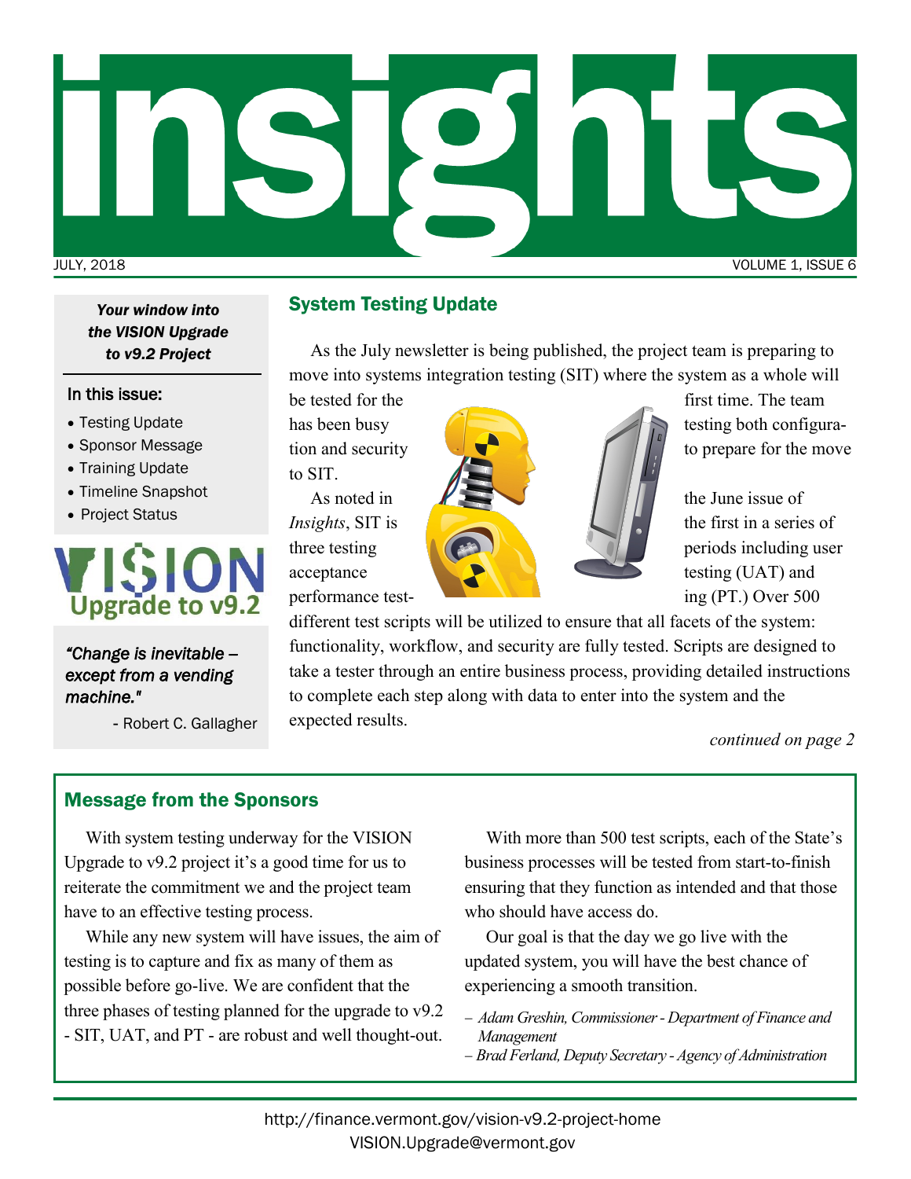# insights

JULY, 2018

*Your window into the VISION Upgrade to v9.2 Project*

**In this issue:**

- Testing Update
- Sponsor Message
- Training Update
- Timeline Snapshot
- Project Status

VISION Upgrade to v9.2

*"Change is inevitable – except from a vending machine."*

- Robert C. Gallagher

## System Testing Update

As the July newsletter is being published, the project team is preparing to move into systems integration testing (SIT) where the system as a whole will be tested for the first time. The team has been busy testing both configuration and security to prepare for the move to SIT.

As noted in the June issue of *Insights*, SIT is the first in a series of three testing periods including user acceptance testing (UAT) and performance testing (PT.) Over 500 different test scripts will be utilized to ensure that all facets of the system: functionality, workflow, and security are fully tested. Scripts are designed to take a tester through an entire business process, providing detailed instructions to complete each step along with data to enter into the system and the expected results.

*continued on page 2*

## Message from the Sponsors

With system testing underway for the VISION Upgrade to v9.2 project it's a good time for us to reiterate the commitment we and the project team have to an effective testing process.

While any new system will have issues, the aim of testing is to capture and fix as many of them as possible before go-live. We are confident that the three phases of testing planned for the upgrade to v9.2 - SIT, UAT, and PT - are robust and well thought-out.

With more than 500 test scripts, each of the State's business processes will be tested from start-to-finish ensuring that they function as intended and that those who should have access do.

Our goal is that the day we go live with the updated system, you will have the best chance of experiencing a smooth transition.

*– Adam Greshin, Commissioner - Department of Finance and Management*
*– Brad Ferland, Deputy Secretary - Agency of Administration*

http://finance.vermont.gov/vision-v9.2-project-home
VISION.Upgrade@vermont.gov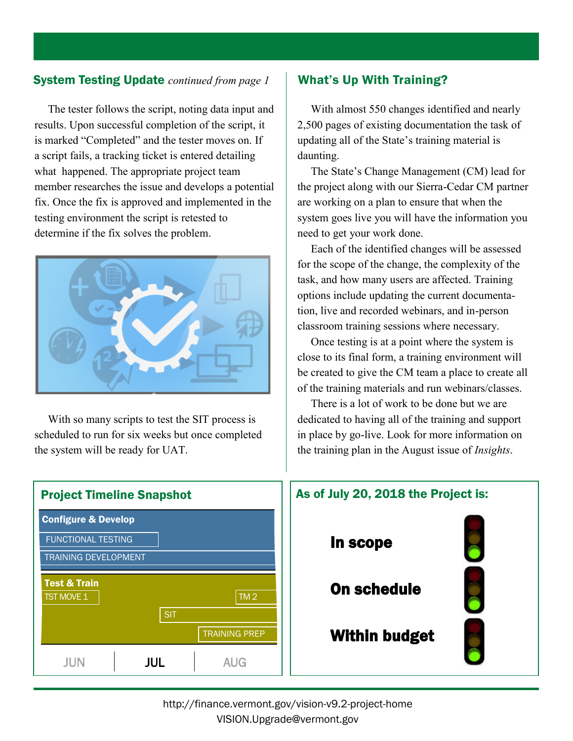## System Testing Update *continued from page 1*

The tester follows the script, noting data input and results. Upon successful completion of the script, it is marked "Completed" and the tester moves on. If a script fails, a tracking ticket is entered detailing what happened. The appropriate project team member researches the issue and develops a potential fix. Once the fix is approved and implemented in the testing environment the script is retested to determine if the fix solves the problem.

With so many scripts to test the SIT process is scheduled to run for six weeks but once completed the system will be ready for UAT.

## What's Up With Training?

With almost 550 changes identified and nearly 2,500 pages of existing documentation the task of updating all of the State's training material is daunting.

The State's Change Management (CM) lead for the project along with our Sierra-Cedar CM partner are working on a plan to ensure that when the system goes live you will have the information you need to get your work done.

Each of the identified changes will be assessed for the scope of the change, the complexity of the task, and how many users are affected. Training options include updating the current documentation, live and recorded webinars, and in-person classroom training sessions where necessary.

Once testing is at a point where the system is close to its final form, a training environment will be created to give the CM team a place to create all of the training materials and run webinars/classes.

There is a lot of work to be done but we are dedicated to having all of the training and support in place by go-live. Look for more information on the training plan in the August issue of *Insights*.

### Project Timeline Snapshot

Configure & Develop

FUNCTIONAL TESTING

TRAINING DEVELOPMENT

Test & Train

TST MOVE 1

TM 2

SIT

TRAINING PREP

JUN

JUL

AUG

### As of July 20, 2018 the Project is:

**In scope**

**On schedule**

**Within budget**

http://finance.vermont.gov/vision-v9.2-project-home
VISION.Upgrade@vermont.gov